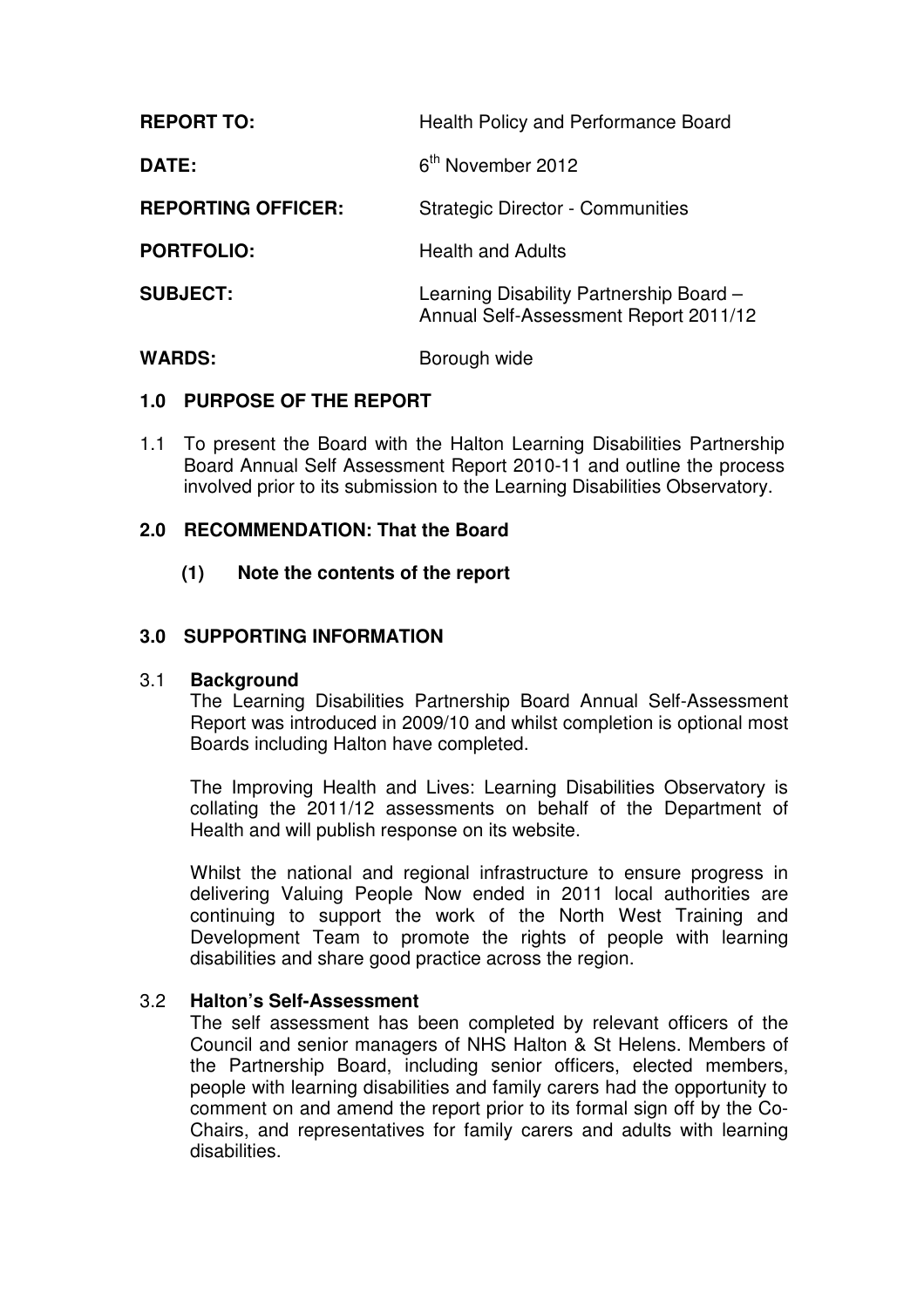| | |
|---|---|
| **REPORT TO:** | Health Policy and Performance Board |
| **DATE:** | 6th November 2012 |
| **REPORTING OFFICER:** | Strategic Director - Communities |
| **PORTFOLIO:** | Health and Adults |
| **SUBJECT:** | Learning Disability Partnership Board – Annual Self-Assessment Report 2011/12 |
| **WARDS:** | Borough wide |

## 1.0 PURPOSE OF THE REPORT

1.1 To present the Board with the Halton Learning Disabilities Partnership Board Annual Self Assessment Report 2010-11 and outline the process involved prior to its submission to the Learning Disabilities Observatory.

## 2.0 RECOMMENDATION: That the Board

**(1) Note the contents of the report**

## 3.0 SUPPORTING INFORMATION

### 3.1 Background

The Learning Disabilities Partnership Board Annual Self-Assessment Report was introduced in 2009/10 and whilst completion is optional most Boards including Halton have completed.

The Improving Health and Lives: Learning Disabilities Observatory is collating the 2011/12 assessments on behalf of the Department of Health and will publish response on its website.

Whilst the national and regional infrastructure to ensure progress in delivering Valuing People Now ended in 2011 local authorities are continuing to support the work of the North West Training and Development Team to promote the rights of people with learning disabilities and share good practice across the region.

### 3.2 Halton's Self-Assessment

The self assessment has been completed by relevant officers of the Council and senior managers of NHS Halton & St Helens. Members of the Partnership Board, including senior officers, elected members, people with learning disabilities and family carers had the opportunity to comment on and amend the report prior to its formal sign off by the Co-Chairs, and representatives for family carers and adults with learning disabilities.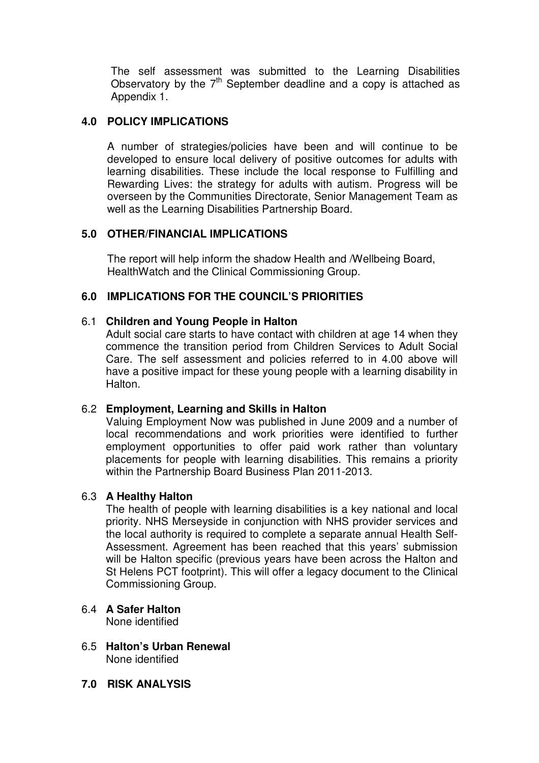The self assessment was submitted to the Learning Disabilities Observatory by the 7th September deadline and a copy is attached as Appendix 1.

## 4.0 POLICY IMPLICATIONS

A number of strategies/policies have been and will continue to be developed to ensure local delivery of positive outcomes for adults with learning disabilities. These include the local response to Fulfilling and Rewarding Lives: the strategy for adults with autism. Progress will be overseen by the Communities Directorate, Senior Management Team as well as the Learning Disabilities Partnership Board.

## 5.0 OTHER/FINANCIAL IMPLICATIONS

The report will help inform the shadow Health and /Wellbeing Board, HealthWatch and the Clinical Commissioning Group.

## 6.0 IMPLICATIONS FOR THE COUNCIL'S PRIORITIES

### 6.1 Children and Young People in Halton

Adult social care starts to have contact with children at age 14 when they commence the transition period from Children Services to Adult Social Care. The self assessment and policies referred to in 4.00 above will have a positive impact for these young people with a learning disability in Halton.

### 6.2 Employment, Learning and Skills in Halton

Valuing Employment Now was published in June 2009 and a number of local recommendations and work priorities were identified to further employment opportunities to offer paid work rather than voluntary placements for people with learning disabilities. This remains a priority within the Partnership Board Business Plan 2011-2013.

### 6.3 A Healthy Halton

The health of people with learning disabilities is a key national and local priority. NHS Merseyside in conjunction with NHS provider services and the local authority is required to complete a separate annual Health Self-Assessment. Agreement has been reached that this years' submission will be Halton specific (previous years have been across the Halton and St Helens PCT footprint). This will offer a legacy document to the Clinical Commissioning Group.

### 6.4 A Safer Halton

None identified

### 6.5 Halton's Urban Renewal

None identified

## 7.0 RISK ANALYSIS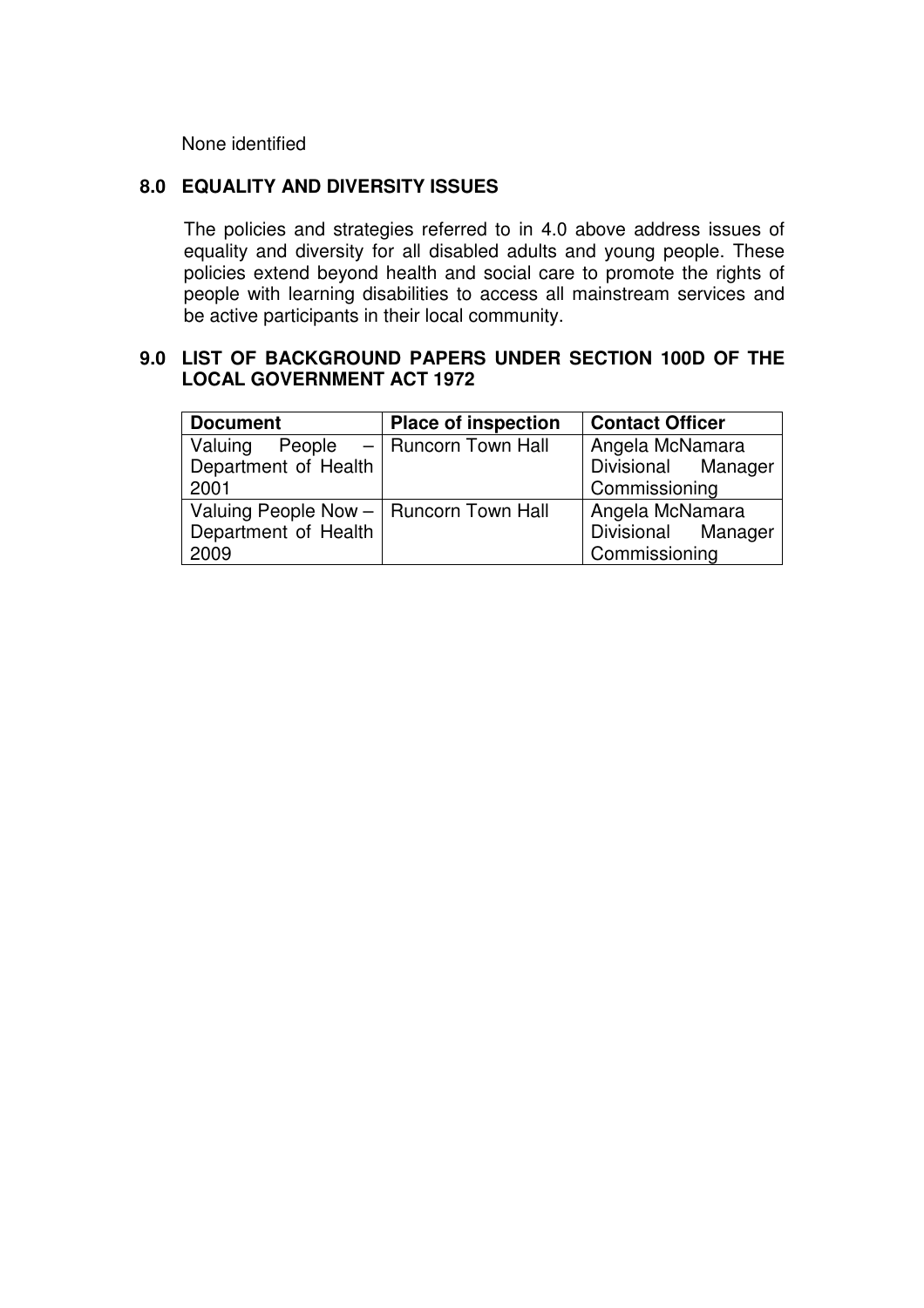None identified

## 8.0 EQUALITY AND DIVERSITY ISSUES

The policies and strategies referred to in 4.0 above address issues of equality and diversity for all disabled adults and young people. These policies extend beyond health and social care to promote the rights of people with learning disabilities to access all mainstream services and be active participants in their local community.

## 9.0 LIST OF BACKGROUND PAPERS UNDER SECTION 100D OF THE LOCAL GOVERNMENT ACT 1972

| Document | Place of inspection | Contact Officer |
|---|---|---|
| Valuing People – Department of Health 2001 | Runcorn Town Hall | Angela McNamara Divisional Manager Commissioning |
| Valuing People Now – Department of Health 2009 | Runcorn Town Hall | Angela McNamara Divisional Manager Commissioning |